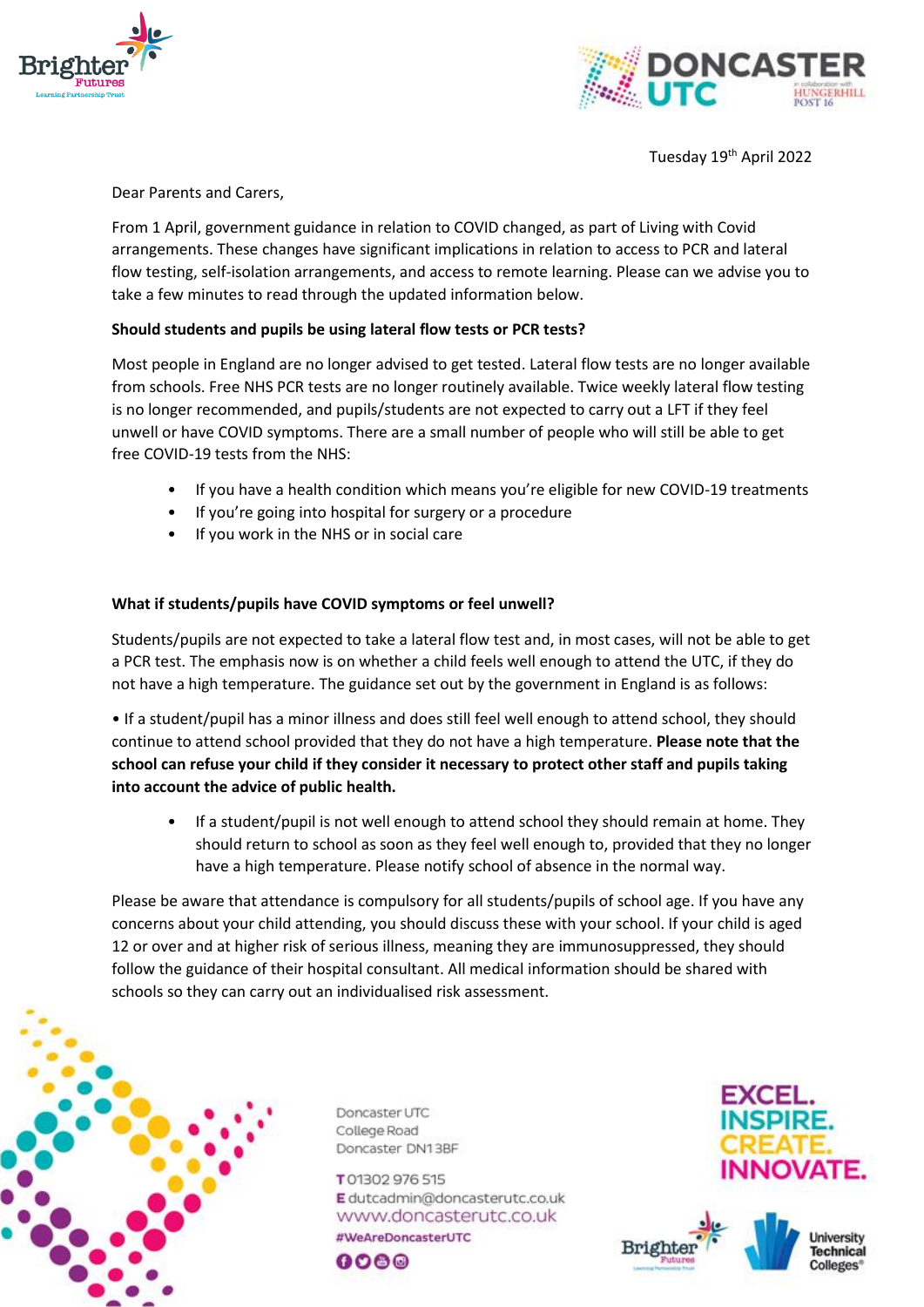Tuesday 19th April 2022

Dear Parents and Carers,

From 1 April, government guidance in relation to COVID changed, as part of Living with Covid arrangements. These changes have significant implications in relation to access to PCR and lateral flow testing, self-isolation arrangements, and access to remote learning. Please can we advise you to take a few minutes to read through the updated information below.

**Should students and pupils be using lateral flow tests or PCR tests?**

Most people in England are no longer advised to get tested. Lateral flow tests are no longer available from schools. Free NHS PCR tests are no longer routinely available. Twice weekly lateral flow testing is no longer recommended, and pupils/students are not expected to carry out a LFT if they feel unwell or have COVID symptoms. There are a small number of people who will still be able to get free COVID-19 tests from the NHS:

- If you have a health condition which means you're eligible for new COVID-19 treatments
- If you're going into hospital for surgery or a procedure
- If you work in the NHS or in social care

**What if students/pupils have COVID symptoms or feel unwell?**

Students/pupils are not expected to take a lateral flow test and, in most cases, will not be able to get a PCR test. The emphasis now is on whether a child feels well enough to attend the UTC, if they do not have a high temperature. The guidance set out by the government in England is as follows:

• If a student/pupil has a minor illness and does still feel well enough to attend school, they should continue to attend school provided that they do not have a high temperature. **Please note that the school can refuse your child if they consider it necessary to protect other staff and pupils taking into account the advice of public health.**

- If a student/pupil is not well enough to attend school they should remain at home. They should return to school as soon as they feel well enough to, provided that they no longer have a high temperature. Please notify school of absence in the normal way.

Please be aware that attendance is compulsory for all students/pupils of school age. If you have any concerns about your child attending, you should discuss these with your school. If your child is aged 12 or over and at higher risk of serious illness, meaning they are immunosuppressed, they should follow the guidance of their hospital consultant. All medical information should be shared with schools so they can carry out an individualised risk assessment.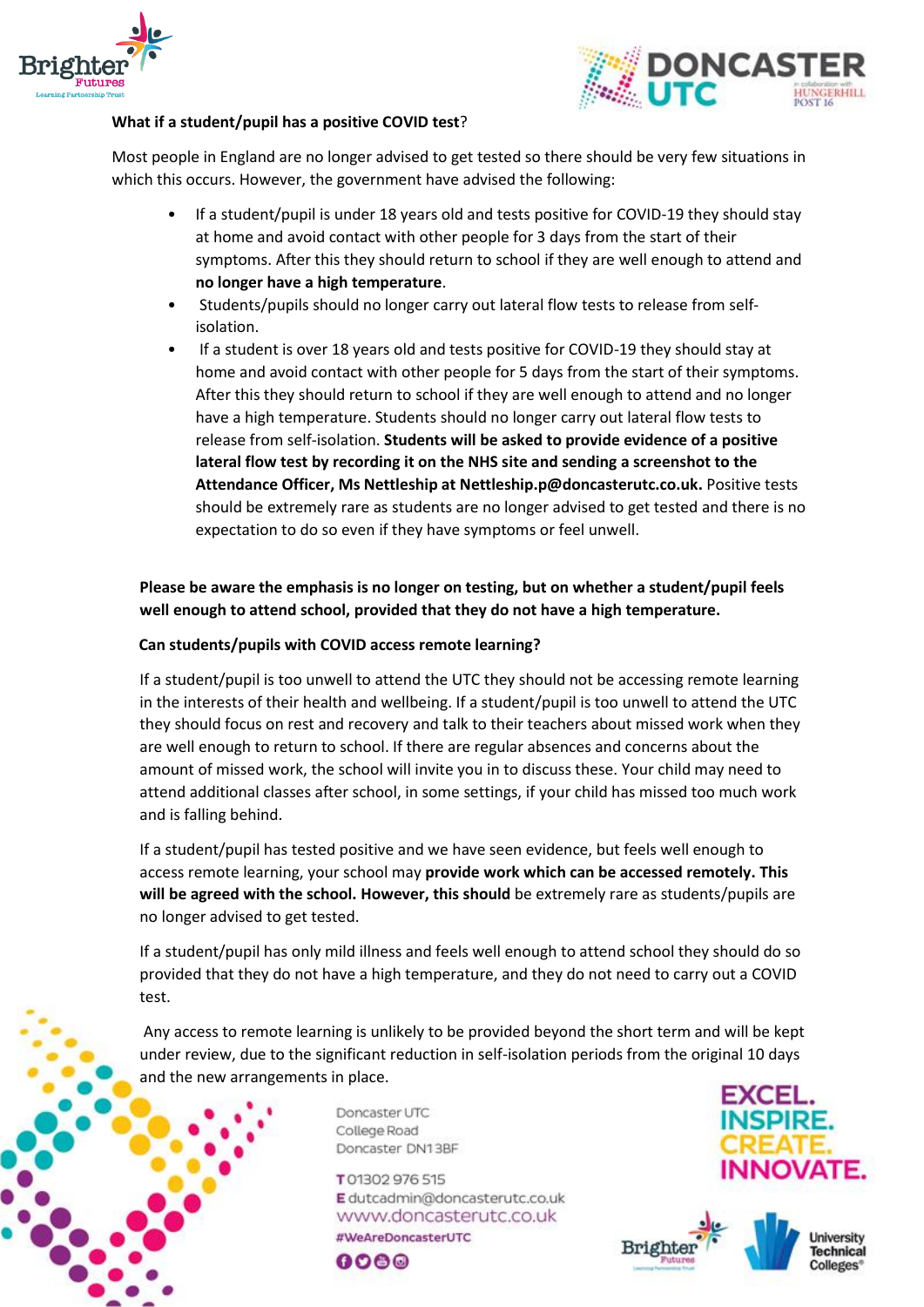**What if a student/pupil has a positive COVID test?**

Most people in England are no longer advised to get tested so there should be very few situations in which this occurs. However, the government have advised the following:

- If a student/pupil is under 18 years old and tests positive for COVID-19 they should stay at home and avoid contact with other people for 3 days from the start of their symptoms. After this they should return to school if they are well enough to attend and **no longer have a high temperature**.
- Students/pupils should no longer carry out lateral flow tests to release from self-isolation.
- If a student is over 18 years old and tests positive for COVID-19 they should stay at home and avoid contact with other people for 5 days from the start of their symptoms. After this they should return to school if they are well enough to attend and no longer have a high temperature. Students should no longer carry out lateral flow tests to release from self-isolation. **Students will be asked to provide evidence of a positive lateral flow test by recording it on the NHS site and sending a screenshot to the Attendance Officer, Ms Nettleship at Nettleship.p@doncasterutc.co.uk.** Positive tests should be extremely rare as students are no longer advised to get tested and there is no expectation to do so even if they have symptoms or feel unwell.

**Please be aware the emphasis is no longer on testing, but on whether a student/pupil feels well enough to attend school, provided that they do not have a high temperature.**

**Can students/pupils with COVID access remote learning?**

If a student/pupil is too unwell to attend the UTC they should not be accessing remote learning in the interests of their health and wellbeing. If a student/pupil is too unwell to attend the UTC they should focus on rest and recovery and talk to their teachers about missed work when they are well enough to return to school. If there are regular absences and concerns about the amount of missed work, the school will invite you in to discuss these. Your child may need to attend additional classes after school, in some settings, if your child has missed too much work and is falling behind.

If a student/pupil has tested positive and we have seen evidence, but feels well enough to access remote learning, your school may **provide work which can be accessed remotely. This will be agreed with the school. However, this should** be extremely rare as students/pupils are no longer advised to get tested.

If a student/pupil has only mild illness and feels well enough to attend school they should do so provided that they do not have a high temperature, and they do not need to carry out a COVID test.

Any access to remote learning is unlikely to be provided beyond the short term and will be kept under review, due to the significant reduction in self-isolation periods from the original 10 days and the new arrangements in place.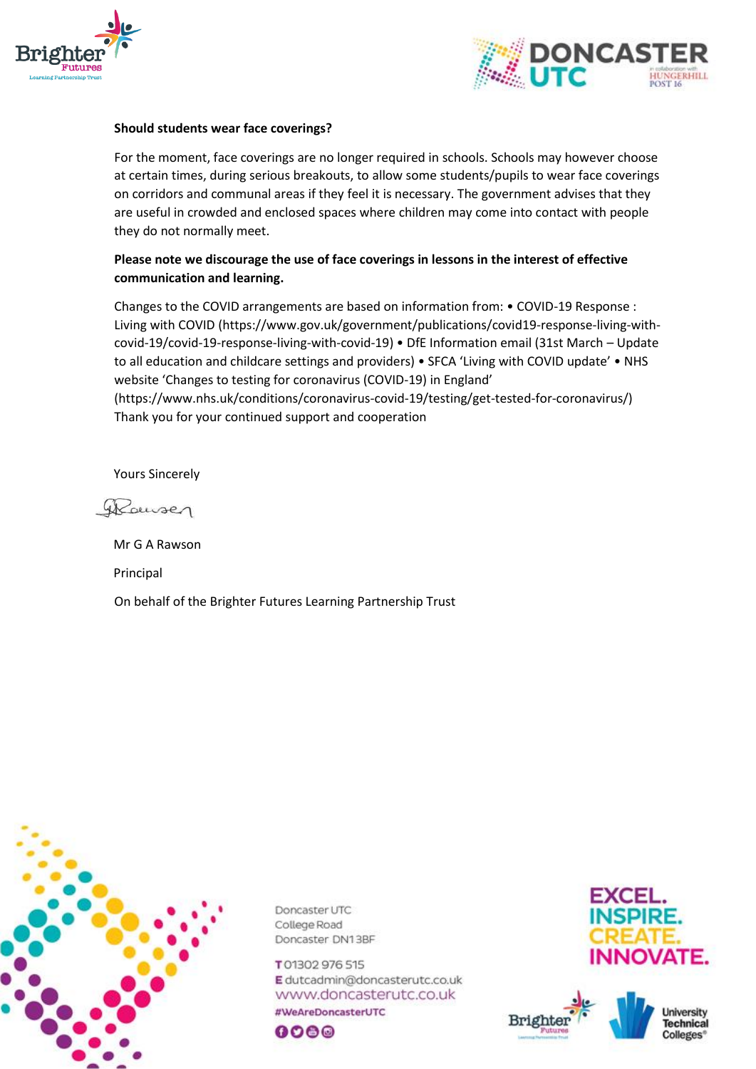**Should students wear face coverings?**

For the moment, face coverings are no longer required in schools. Schools may however choose at certain times, during serious breakouts, to allow some students/pupils to wear face coverings on corridors and communal areas if they feel it is necessary. The government advises that they are useful in crowded and enclosed spaces where children may come into contact with people they do not normally meet.

**Please note we discourage the use of face coverings in lessons in the interest of effective communication and learning.**

Changes to the COVID arrangements are based on information from: • COVID-19 Response : Living with COVID (https://www.gov.uk/government/publications/covid19-response-living-with-covid-19/covid-19-response-living-with-covid-19) • DfE Information email (31st March – Update to all education and childcare settings and providers) • SFCA 'Living with COVID update' • NHS website 'Changes to testing for coronavirus (COVID-19) in England' (https://www.nhs.uk/conditions/coronavirus-covid-19/testing/get-tested-for-coronavirus/)
Thank you for your continued support and cooperation

Yours Sincerely

Mr G A Rawson

Principal

On behalf of the Brighter Futures Learning Partnership Trust

Doncaster UTC
College Road
Doncaster DN1 3BF

T 01302 976 515
E dutcadmin@doncasterutc.co.uk
www.doncasterutc.co.uk
#WeAreDoncasterUTC

EXCEL. INSPIRE. CREATE. INNOVATE.